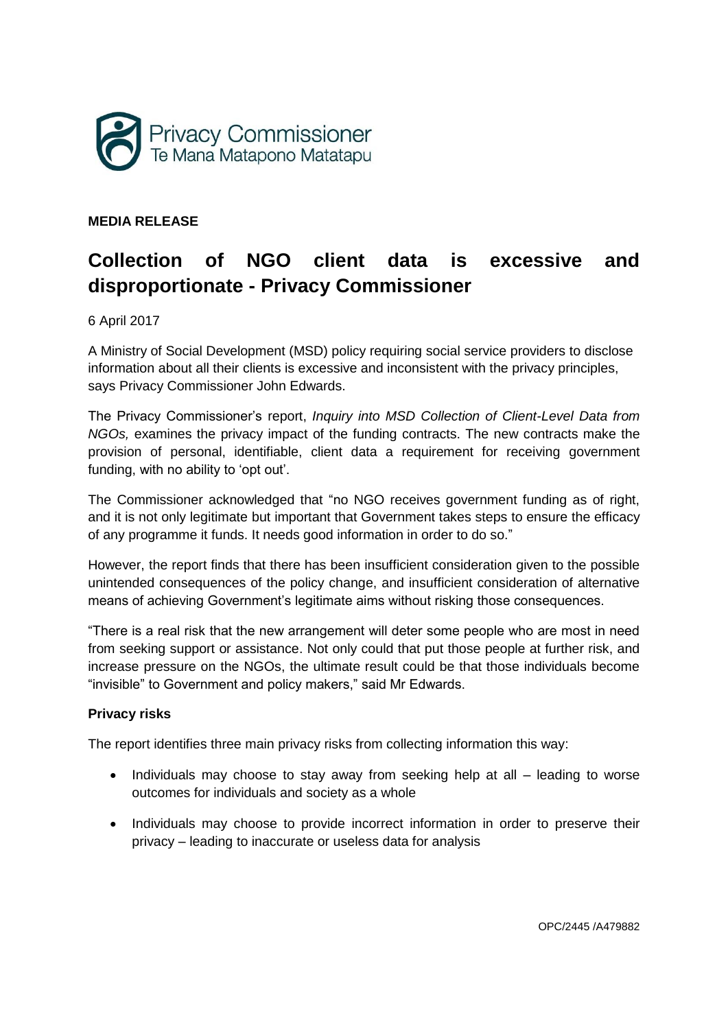Privacy Commissioner
Te Mana Matapono Matatapu

**MEDIA RELEASE**

# Collection of NGO client data is excessive and disproportionate - Privacy Commissioner

6 April 2017

A Ministry of Social Development (MSD) policy requiring social service providers to disclose information about all their clients is excessive and inconsistent with the privacy principles, says Privacy Commissioner John Edwards.

The Privacy Commissioner's report, *Inquiry into MSD Collection of Client-Level Data from NGOs,* examines the privacy impact of the funding contracts. The new contracts make the provision of personal, identifiable, client data a requirement for receiving government funding, with no ability to 'opt out'.

The Commissioner acknowledged that "no NGO receives government funding as of right, and it is not only legitimate but important that Government takes steps to ensure the efficacy of any programme it funds. It needs good information in order to do so."

However, the report finds that there has been insufficient consideration given to the possible unintended consequences of the policy change, and insufficient consideration of alternative means of achieving Government's legitimate aims without risking those consequences.

"There is a real risk that the new arrangement will deter some people who are most in need from seeking support or assistance. Not only could that put those people at further risk, and increase pressure on the NGOs, the ultimate result could be that those individuals become "invisible" to Government and policy makers," said Mr Edwards.

**Privacy risks**

The report identifies three main privacy risks from collecting information this way:

- Individuals may choose to stay away from seeking help at all – leading to worse outcomes for individuals and society as a whole
- Individuals may choose to provide incorrect information in order to preserve their privacy – leading to inaccurate or useless data for analysis

OPC/2445 /A479882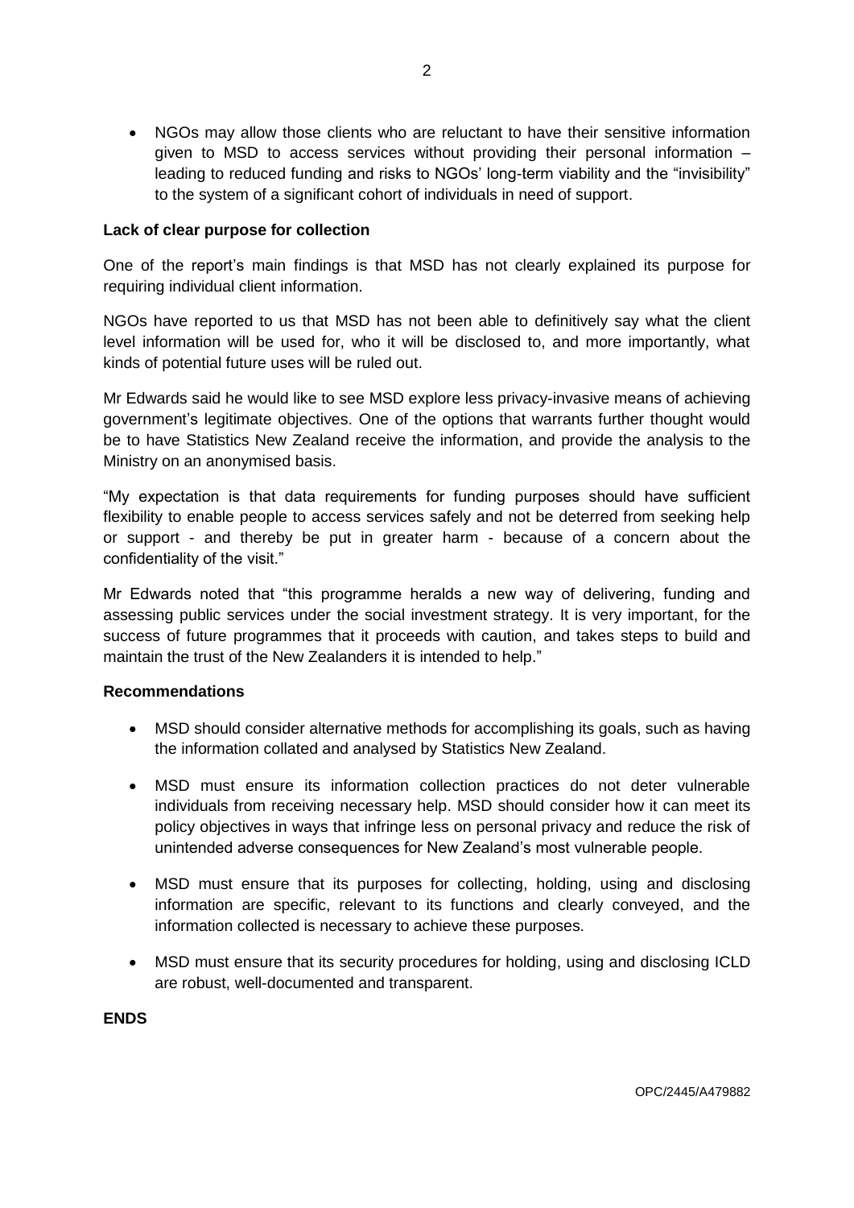- NGOs may allow those clients who are reluctant to have their sensitive information given to MSD to access services without providing their personal information – leading to reduced funding and risks to NGOs' long-term viability and the "invisibility" to the system of a significant cohort of individuals in need of support.

**Lack of clear purpose for collection**

One of the report's main findings is that MSD has not clearly explained its purpose for requiring individual client information.

NGOs have reported to us that MSD has not been able to definitively say what the client level information will be used for, who it will be disclosed to, and more importantly, what kinds of potential future uses will be ruled out.

Mr Edwards said he would like to see MSD explore less privacy-invasive means of achieving government's legitimate objectives. One of the options that warrants further thought would be to have Statistics New Zealand receive the information, and provide the analysis to the Ministry on an anonymised basis.

"My expectation is that data requirements for funding purposes should have sufficient flexibility to enable people to access services safely and not be deterred from seeking help or support - and thereby be put in greater harm - because of a concern about the confidentiality of the visit."

Mr Edwards noted that "this programme heralds a new way of delivering, funding and assessing public services under the social investment strategy. It is very important, for the success of future programmes that it proceeds with caution, and takes steps to build and maintain the trust of the New Zealanders it is intended to help."

**Recommendations**

- MSD should consider alternative methods for accomplishing its goals, such as having the information collated and analysed by Statistics New Zealand.
- MSD must ensure its information collection practices do not deter vulnerable individuals from receiving necessary help. MSD should consider how it can meet its policy objectives in ways that infringe less on personal privacy and reduce the risk of unintended adverse consequences for New Zealand's most vulnerable people.
- MSD must ensure that its purposes for collecting, holding, using and disclosing information are specific, relevant to its functions and clearly conveyed, and the information collected is necessary to achieve these purposes.
- MSD must ensure that its security procedures for holding, using and disclosing ICLD are robust, well-documented and transparent.

**ENDS**

OPC/2445/A479882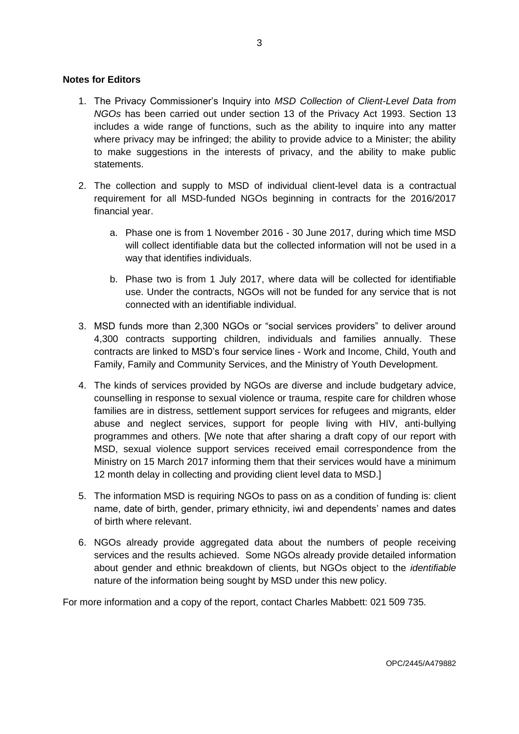**Notes for Editors**

1. The Privacy Commissioner's Inquiry into *MSD Collection of Client-Level Data from NGOs* has been carried out under section 13 of the Privacy Act 1993. Section 13 includes a wide range of functions, such as the ability to inquire into any matter where privacy may be infringed; the ability to provide advice to a Minister; the ability to make suggestions in the interests of privacy, and the ability to make public statements.

2. The collection and supply to MSD of individual client-level data is a contractual requirement for all MSD-funded NGOs beginning in contracts for the 2016/2017 financial year.

    a. Phase one is from 1 November 2016 - 30 June 2017, during which time MSD will collect identifiable data but the collected information will not be used in a way that identifies individuals.

    b. Phase two is from 1 July 2017, where data will be collected for identifiable use. Under the contracts, NGOs will not be funded for any service that is not connected with an identifiable individual.

3. MSD funds more than 2,300 NGOs or "social services providers" to deliver around 4,300 contracts supporting children, individuals and families annually. These contracts are linked to MSD's four service lines - Work and Income, Child, Youth and Family, Family and Community Services, and the Ministry of Youth Development.

4. The kinds of services provided by NGOs are diverse and include budgetary advice, counselling in response to sexual violence or trauma, respite care for children whose families are in distress, settlement support services for refugees and migrants, elder abuse and neglect services, support for people living with HIV, anti-bullying programmes and others. [We note that after sharing a draft copy of our report with MSD, sexual violence support services received email correspondence from the Ministry on 15 March 2017 informing them that their services would have a minimum 12 month delay in collecting and providing client level data to MSD.]

5. The information MSD is requiring NGOs to pass on as a condition of funding is: client name, date of birth, gender, primary ethnicity, iwi and dependents' names and dates of birth where relevant.

6. NGOs already provide aggregated data about the numbers of people receiving services and the results achieved. Some NGOs already provide detailed information about gender and ethnic breakdown of clients, but NGOs object to the *identifiable* nature of the information being sought by MSD under this new policy.

For more information and a copy of the report, contact Charles Mabbett: 021 509 735.

OPC/2445/A479882